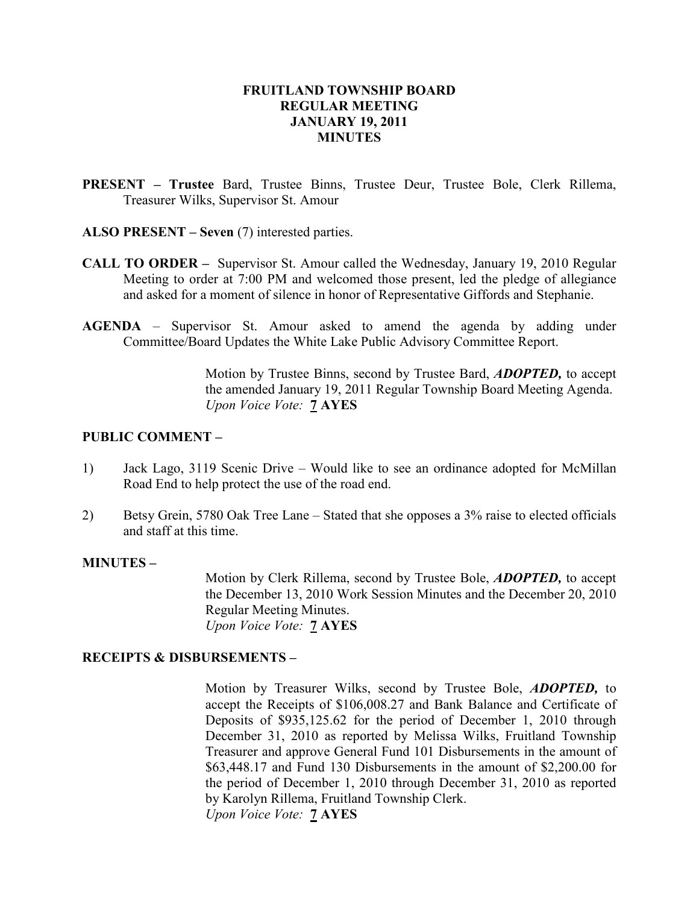# FRUITLAND TOWNSHIP BOARD
## REGULAR MEETING
## JANUARY 19, 2011
## MINUTES

**PRESENT – Trustee** Bard, Trustee Binns, Trustee Deur, Trustee Bole, Clerk Rillema, Treasurer Wilks, Supervisor St. Amour

**ALSO PRESENT – Seven** (7) interested parties.

**CALL TO ORDER –** Supervisor St. Amour called the Wednesday, January 19, 2010 Regular Meeting to order at 7:00 PM and welcomed those present, led the pledge of allegiance and asked for a moment of silence in honor of Representative Giffords and Stephanie.

**AGENDA** – Supervisor St. Amour asked to amend the agenda by adding under Committee/Board Updates the White Lake Public Advisory Committee Report.

> Motion by Trustee Binns, second by Trustee Bard, ***ADOPTED,*** to accept the amended January 19, 2011 Regular Township Board Meeting Agenda.
> *Upon Voice Vote:* **7 AYES**

**PUBLIC COMMENT –**

1) Jack Lago, 3119 Scenic Drive – Would like to see an ordinance adopted for McMillan Road End to help protect the use of the road end.

2) Betsy Grein, 5780 Oak Tree Lane – Stated that she opposes a 3% raise to elected officials and staff at this time.

**MINUTES –**

> Motion by Clerk Rillema, second by Trustee Bole, ***ADOPTED,*** to accept the December 13, 2010 Work Session Minutes and the December 20, 2010 Regular Meeting Minutes.
> *Upon Voice Vote:* **7 AYES**

**RECEIPTS & DISBURSEMENTS –**

> Motion by Treasurer Wilks, second by Trustee Bole, ***ADOPTED,*** to accept the Receipts of $106,008.27 and Bank Balance and Certificate of Deposits of $935,125.62 for the period of December 1, 2010 through December 31, 2010 as reported by Melissa Wilks, Fruitland Township Treasurer and approve General Fund 101 Disbursements in the amount of $63,448.17 and Fund 130 Disbursements in the amount of $2,200.00 for the period of December 1, 2010 through December 31, 2010 as reported by Karolyn Rillema, Fruitland Township Clerk.
> *Upon Voice Vote:* **7 AYES**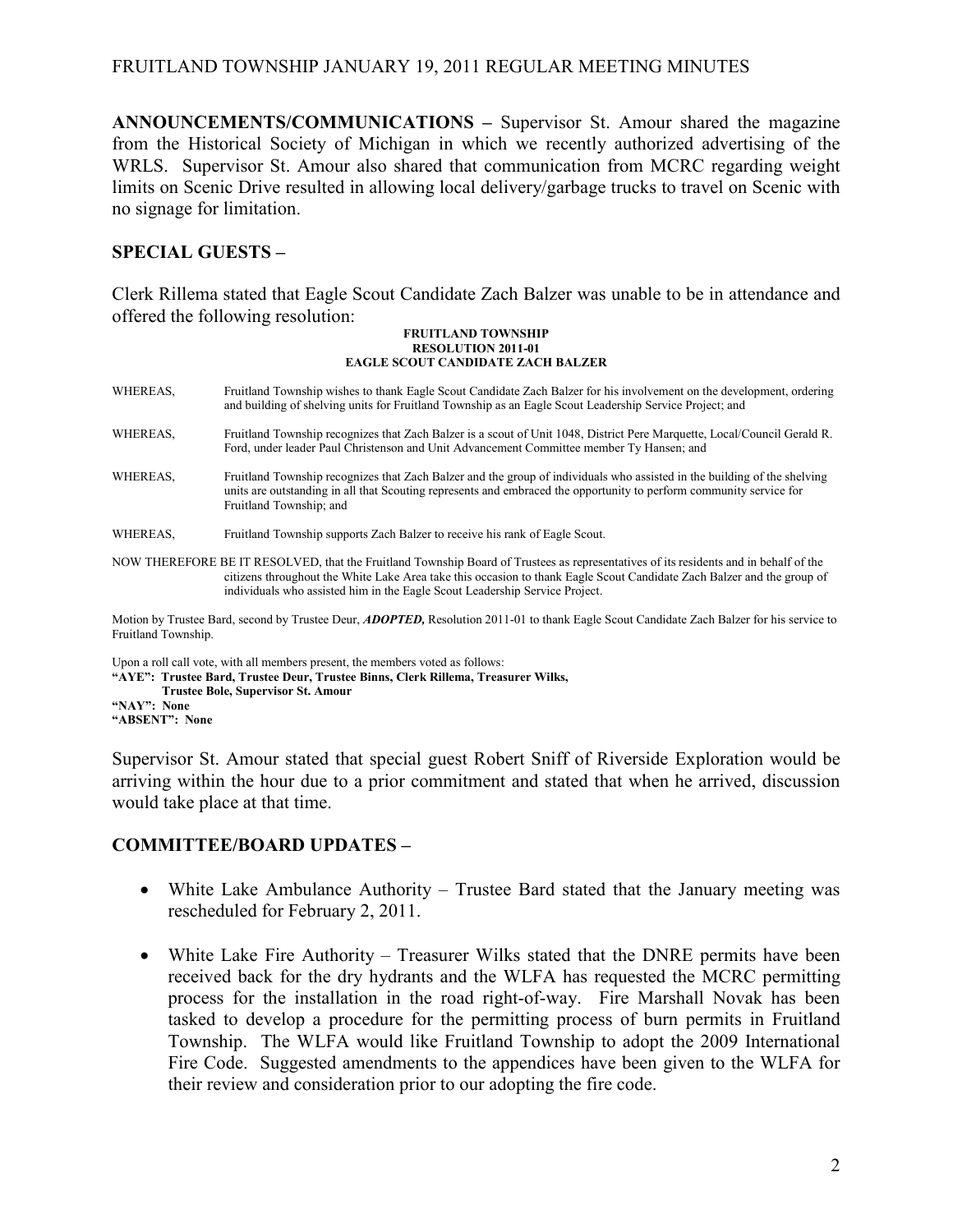**ANNOUNCEMENTS/COMMUNICATIONS –** Supervisor St. Amour shared the magazine from the Historical Society of Michigan in which we recently authorized advertising of the WRLS. Supervisor St. Amour also shared that communication from MCRC regarding weight limits on Scenic Drive resulted in allowing local delivery/garbage trucks to travel on Scenic with no signage for limitation.

## SPECIAL GUESTS –

Clerk Rillema stated that Eagle Scout Candidate Zach Balzer was unable to be in attendance and offered the following resolution:

**FRUITLAND TOWNSHIP**
**RESOLUTION 2011-01**
**EAGLE SCOUT CANDIDATE ZACH BALZER**

WHEREAS, Fruitland Township wishes to thank Eagle Scout Candidate Zach Balzer for his involvement on the development, ordering and building of shelving units for Fruitland Township as an Eagle Scout Leadership Service Project; and

WHEREAS, Fruitland Township recognizes that Zach Balzer is a scout of Unit 1048, District Pere Marquette, Local/Council Gerald R. Ford, under leader Paul Christenson and Unit Advancement Committee member Ty Hansen; and

WHEREAS, Fruitland Township recognizes that Zach Balzer and the group of individuals who assisted in the building of the shelving units are outstanding in all that Scouting represents and embraced the opportunity to perform community service for Fruitland Township; and

WHEREAS, Fruitland Township supports Zach Balzer to receive his rank of Eagle Scout.

NOW THEREFORE BE IT RESOLVED, that the Fruitland Township Board of Trustees as representatives of its residents and in behalf of the citizens throughout the White Lake Area take this occasion to thank Eagle Scout Candidate Zach Balzer and the group of individuals who assisted him in the Eagle Scout Leadership Service Project.

Motion by Trustee Bard, second by Trustee Deur, ***ADOPTED,*** Resolution 2011-01 to thank Eagle Scout Candidate Zach Balzer for his service to Fruitland Township.

Upon a roll call vote, with all members present, the members voted as follows:
**"AYE": Trustee Bard, Trustee Deur, Trustee Binns, Clerk Rillema, Treasurer Wilks, Trustee Bole, Supervisor St. Amour**
**"NAY": None**
**"ABSENT": None**

Supervisor St. Amour stated that special guest Robert Sniff of Riverside Exploration would be arriving within the hour due to a prior commitment and stated that when he arrived, discussion would take place at that time.

## COMMITTEE/BOARD UPDATES –

- White Lake Ambulance Authority – Trustee Bard stated that the January meeting was rescheduled for February 2, 2011.
- White Lake Fire Authority – Treasurer Wilks stated that the DNRE permits have been received back for the dry hydrants and the WLFA has requested the MCRC permitting process for the installation in the road right-of-way. Fire Marshall Novak has been tasked to develop a procedure for the permitting process of burn permits in Fruitland Township. The WLFA would like Fruitland Township to adopt the 2009 International Fire Code. Suggested amendments to the appendices have been given to the WLFA for their review and consideration prior to our adopting the fire code.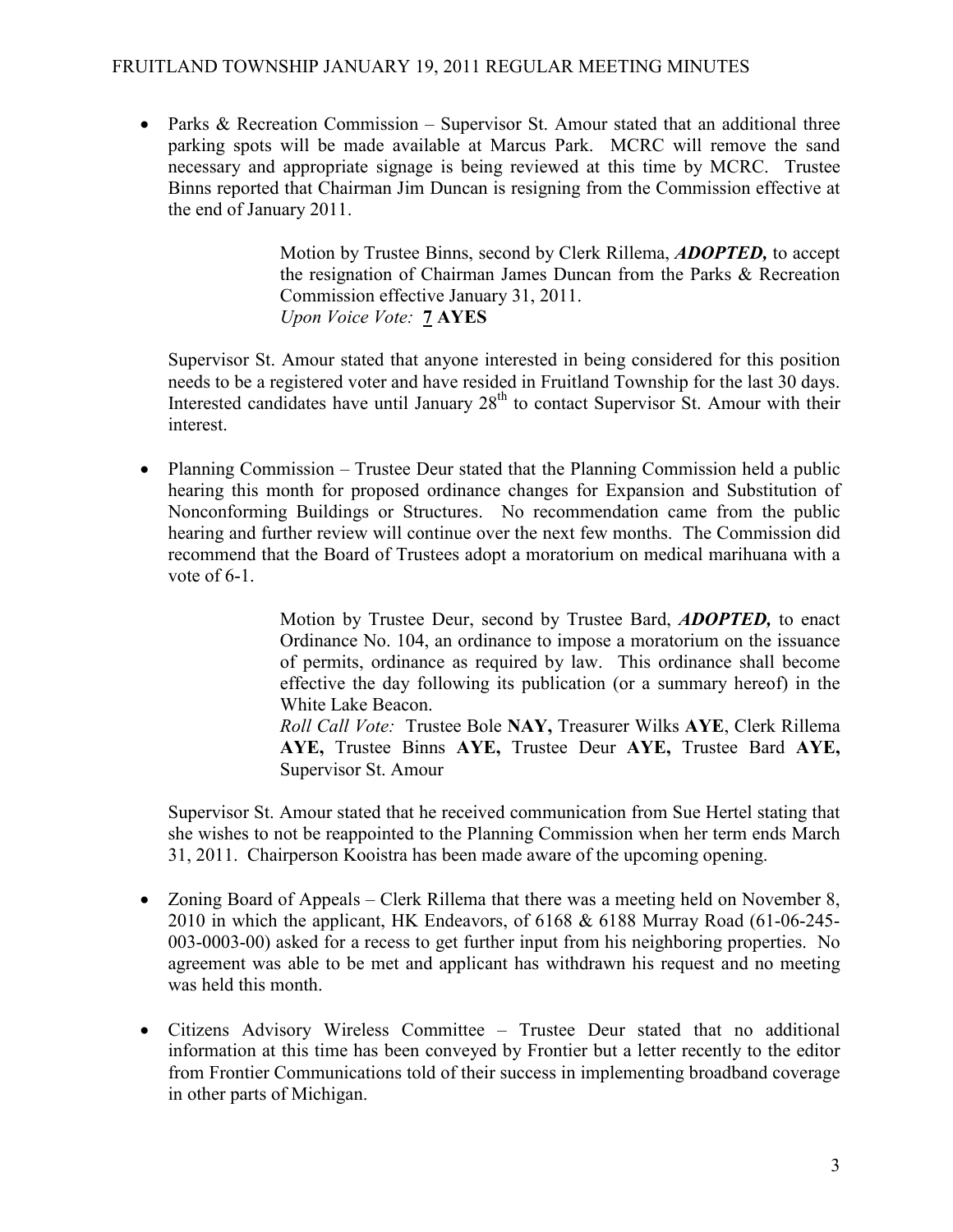- Parks & Recreation Commission – Supervisor St. Amour stated that an additional three parking spots will be made available at Marcus Park. MCRC will remove the sand necessary and appropriate signage is being reviewed at this time by MCRC. Trustee Binns reported that Chairman Jim Duncan is resigning from the Commission effective at the end of January 2011.

  > Motion by Trustee Binns, second by Clerk Rillema, ***ADOPTED,*** to accept the resignation of Chairman James Duncan from the Parks & Recreation Commission effective January 31, 2011.
  > *Upon Voice Vote:* **7 AYES**

  Supervisor St. Amour stated that anyone interested in being considered for this position needs to be a registered voter and have resided in Fruitland Township for the last 30 days. Interested candidates have until January 28th to contact Supervisor St. Amour with their interest.

- Planning Commission – Trustee Deur stated that the Planning Commission held a public hearing this month for proposed ordinance changes for Expansion and Substitution of Nonconforming Buildings or Structures. No recommendation came from the public hearing and further review will continue over the next few months. The Commission did recommend that the Board of Trustees adopt a moratorium on medical marihuana with a vote of 6-1.

  > Motion by Trustee Deur, second by Trustee Bard, ***ADOPTED,*** to enact Ordinance No. 104, an ordinance to impose a moratorium on the issuance of permits, ordinance as required by law. This ordinance shall become effective the day following its publication (or a summary hereof) in the White Lake Beacon.
  > *Roll Call Vote:* Trustee Bole **NAY,** Treasurer Wilks **AYE**, Clerk Rillema **AYE,** Trustee Binns **AYE,** Trustee Deur **AYE,** Trustee Bard **AYE,** Supervisor St. Amour

  Supervisor St. Amour stated that he received communication from Sue Hertel stating that she wishes to not be reappointed to the Planning Commission when her term ends March 31, 2011. Chairperson Kooistra has been made aware of the upcoming opening.

- Zoning Board of Appeals – Clerk Rillema that there was a meeting held on November 8, 2010 in which the applicant, HK Endeavors, of 6168 & 6188 Murray Road (61-06-245-003-0003-00) asked for a recess to get further input from his neighboring properties. No agreement was able to be met and applicant has withdrawn his request and no meeting was held this month.

- Citizens Advisory Wireless Committee – Trustee Deur stated that no additional information at this time has been conveyed by Frontier but a letter recently to the editor from Frontier Communications told of their success in implementing broadband coverage in other parts of Michigan.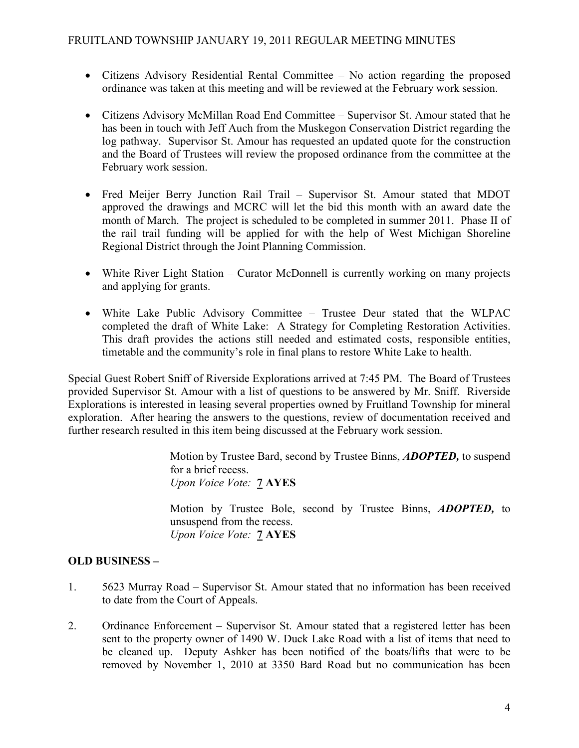- Citizens Advisory Residential Rental Committee – No action regarding the proposed ordinance was taken at this meeting and will be reviewed at the February work session.

- Citizens Advisory McMillan Road End Committee – Supervisor St. Amour stated that he has been in touch with Jeff Auch from the Muskegon Conservation District regarding the log pathway. Supervisor St. Amour has requested an updated quote for the construction and the Board of Trustees will review the proposed ordinance from the committee at the February work session.

- Fred Meijer Berry Junction Rail Trail – Supervisor St. Amour stated that MDOT approved the drawings and MCRC will let the bid this month with an award date the month of March. The project is scheduled to be completed in summer 2011. Phase II of the rail trail funding will be applied for with the help of West Michigan Shoreline Regional District through the Joint Planning Commission.

- White River Light Station – Curator McDonnell is currently working on many projects and applying for grants.

- White Lake Public Advisory Committee – Trustee Deur stated that the WLPAC completed the draft of White Lake: A Strategy for Completing Restoration Activities. This draft provides the actions still needed and estimated costs, responsible entities, timetable and the community's role in final plans to restore White Lake to health.

Special Guest Robert Sniff of Riverside Explorations arrived at 7:45 PM. The Board of Trustees provided Supervisor St. Amour with a list of questions to be answered by Mr. Sniff. Riverside Explorations is interested in leasing several properties owned by Fruitland Township for mineral exploration. After hearing the answers to the questions, review of documentation received and further research resulted in this item being discussed at the February work session.

> Motion by Trustee Bard, second by Trustee Binns, ***ADOPTED,*** to suspend for a brief recess.
> *Upon Voice Vote:* **7 AYES**
>
> Motion by Trustee Bole, second by Trustee Binns, ***ADOPTED,*** to unsuspend from the recess.
> *Upon Voice Vote:* **7 AYES**

**OLD BUSINESS –**

1. 5623 Murray Road – Supervisor St. Amour stated that no information has been received to date from the Court of Appeals.

2. Ordinance Enforcement – Supervisor St. Amour stated that a registered letter has been sent to the property owner of 1490 W. Duck Lake Road with a list of items that need to be cleaned up. Deputy Ashker has been notified of the boats/lifts that were to be removed by November 1, 2010 at 3350 Bard Road but no communication has been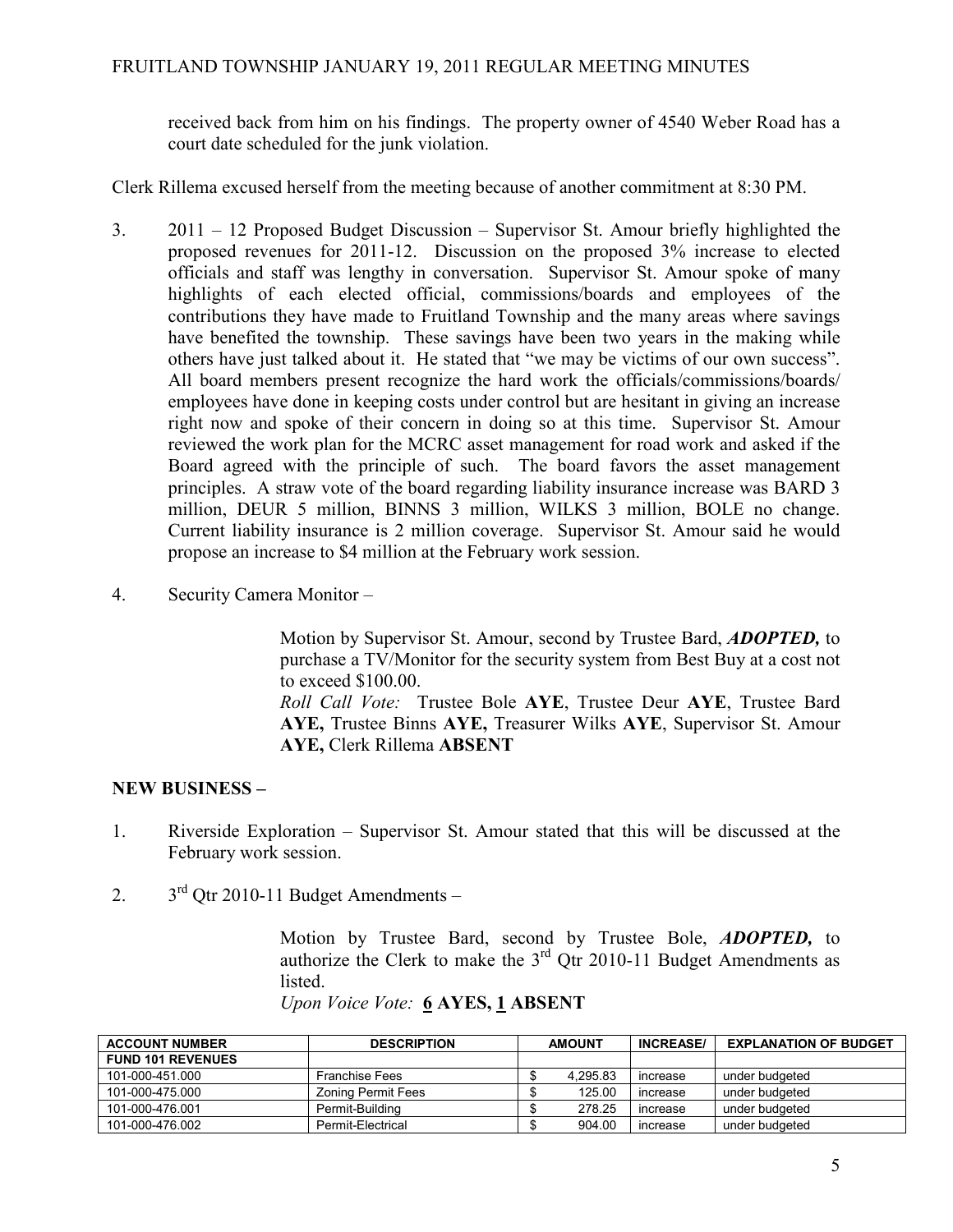received back from him on his findings. The property owner of 4540 Weber Road has a court date scheduled for the junk violation.

Clerk Rillema excused herself from the meeting because of another commitment at 8:30 PM.

3. 2011 – 12 Proposed Budget Discussion – Supervisor St. Amour briefly highlighted the proposed revenues for 2011-12. Discussion on the proposed 3% increase to elected officials and staff was lengthy in conversation. Supervisor St. Amour spoke of many highlights of each elected official, commissions/boards and employees of the contributions they have made to Fruitland Township and the many areas where savings have benefited the township. These savings have been two years in the making while others have just talked about it. He stated that "we may be victims of our own success". All board members present recognize the hard work the officials/commissions/boards/ employees have done in keeping costs under control but are hesitant in giving an increase right now and spoke of their concern in doing so at this time. Supervisor St. Amour reviewed the work plan for the MCRC asset management for road work and asked if the Board agreed with the principle of such. The board favors the asset management principles. A straw vote of the board regarding liability insurance increase was BARD 3 million, DEUR 5 million, BINNS 3 million, WILKS 3 million, BOLE no change. Current liability insurance is 2 million coverage. Supervisor St. Amour said he would propose an increase to $4 million at the February work session.

4. Security Camera Monitor –

   Motion by Supervisor St. Amour, second by Trustee Bard, ***ADOPTED,*** to purchase a TV/Monitor for the security system from Best Buy at a cost not to exceed $100.00.
   *Roll Call Vote:* Trustee Bole **AYE**, Trustee Deur **AYE**, Trustee Bard **AYE,** Trustee Binns **AYE,** Treasurer Wilks **AYE**, Supervisor St. Amour **AYE,** Clerk Rillema **ABSENT**

## NEW BUSINESS –

1. Riverside Exploration – Supervisor St. Amour stated that this will be discussed at the February work session.

2. 3rd Qtr 2010-11 Budget Amendments –

   Motion by Trustee Bard, second by Trustee Bole, ***ADOPTED,*** to authorize the Clerk to make the 3rd Qtr 2010-11 Budget Amendments as listed.
   *Upon Voice Vote:* **6 AYES, 1 ABSENT**

| ACCOUNT NUMBER | DESCRIPTION | AMOUNT | INCREASE/ | EXPLANATION OF BUDGET |
|---|---|---|---|---|
| FUND 101 REVENUES | | | | |
| 101-000-451.000 | Franchise Fees | $ 4,295.83 | increase | under budgeted |
| 101-000-475.000 | Zoning Permit Fees | $ 125.00 | increase | under budgeted |
| 101-000-476.001 | Permit-Building | $ 278.25 | increase | under budgeted |
| 101-000-476.002 | Permit-Electrical | $ 904.00 | increase | under budgeted |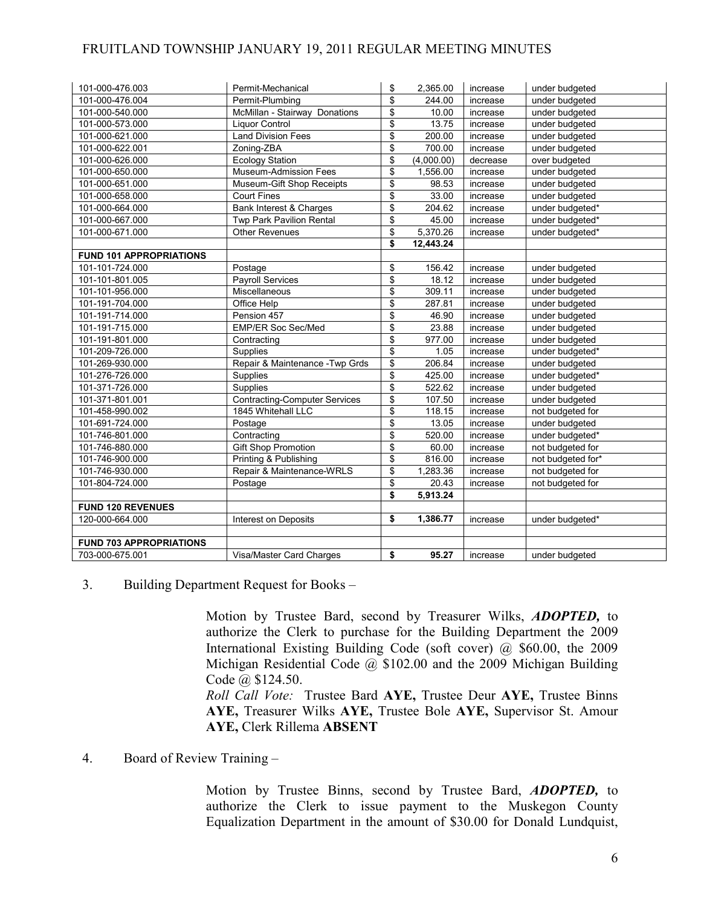| | | | | |
|---|---|---|---|---|
| 101-000-476.003 | Permit-Mechanical | $ 2,365.00 | increase | under budgeted |
| 101-000-476.004 | Permit-Plumbing | $ 244.00 | increase | under budgeted |
| 101-000-540.000 | McMillan - Stairway Donations | $ 10.00 | increase | under budgeted |
| 101-000-573.000 | Liquor Control | $ 13.75 | increase | under budgeted |
| 101-000-621.000 | Land Division Fees | $ 200.00 | increase | under budgeted |
| 101-000-622.001 | Zoning-ZBA | $ 700.00 | increase | under budgeted |
| 101-000-626.000 | Ecology Station | $ (4,000.00) | decrease | over budgeted |
| 101-000-650.000 | Museum-Admission Fees | $ 1,556.00 | increase | under budgeted |
| 101-000-651.000 | Museum-Gift Shop Receipts | $ 98.53 | increase | under budgeted |
| 101-000-658.000 | Court Fines | $ 33.00 | increase | under budgeted |
| 101-000-664.000 | Bank Interest & Charges | $ 204.62 | increase | under budgeted* |
| 101-000-667.000 | Twp Park Pavilion Rental | $ 45.00 | increase | under budgeted* |
| 101-000-671.000 | Other Revenues | $ 5,370.26 | increase | under budgeted* |
| | | **$ 12,443.24** | | |
| **FUND 101 APPROPRIATIONS** | | | | |
| 101-101-724.000 | Postage | $ 156.42 | increase | under budgeted |
| 101-101-801.005 | Payroll Services | $ 18.12 | increase | under budgeted |
| 101-101-956.000 | Miscellaneous | $ 309.11 | increase | under budgeted |
| 101-191-704.000 | Office Help | $ 287.81 | increase | under budgeted |
| 101-191-714.000 | Pension 457 | $ 46.90 | increase | under budgeted |
| 101-191-715.000 | EMP/ER Soc Sec/Med | $ 23.88 | increase | under budgeted |
| 101-191-801.000 | Contracting | $ 977.00 | increase | under budgeted |
| 101-209-726.000 | Supplies | $ 1.05 | increase | under budgeted* |
| 101-269-930.000 | Repair & Maintenance -Twp Grds | $ 206.84 | increase | under budgeted |
| 101-276-726.000 | Supplies | $ 425.00 | increase | under budgeted* |
| 101-371-726.000 | Supplies | $ 522.62 | increase | under budgeted |
| 101-371-801.001 | Contracting-Computer Services | $ 107.50 | increase | under budgeted |
| 101-458-990.002 | 1845 Whitehall LLC | $ 118.15 | increase | not budgeted for |
| 101-691-724.000 | Postage | $ 13.05 | increase | under budgeted |
| 101-746-801.000 | Contracting | $ 520.00 | increase | under budgeted* |
| 101-746-880.000 | Gift Shop Promotion | $ 60.00 | increase | not budgeted for |
| 101-746-900.000 | Printing & Publishing | $ 816.00 | increase | not budgeted for* |
| 101-746-930.000 | Repair & Maintenance-WRLS | $ 1,283.36 | increase | not budgeted for |
| 101-804-724.000 | Postage | $ 20.43 | increase | not budgeted for |
| | | **$ 5,913.24** | | |
| **FUND 120 REVENUES** | | | | |
| 120-000-664.000 | Interest on Deposits | **$ 1,386.77** | increase | under budgeted* |
| | | | | |
| **FUND 703 APPROPRIATIONS** | | | | |
| 703-000-675.001 | Visa/Master Card Charges | **$ 95.27** | increase | under budgeted |

3. Building Department Request for Books –

   Motion by Trustee Bard, second by Treasurer Wilks, ***ADOPTED,*** to authorize the Clerk to purchase for the Building Department the 2009 International Existing Building Code (soft cover) @ $60.00, the 2009 Michigan Residential Code @ $102.00 and the 2009 Michigan Building Code @ $124.50.
   *Roll Call Vote:* Trustee Bard **AYE,** Trustee Deur **AYE,** Trustee Binns **AYE,** Treasurer Wilks **AYE,** Trustee Bole **AYE,** Supervisor St. Amour **AYE,** Clerk Rillema **ABSENT**

4. Board of Review Training –

   Motion by Trustee Binns, second by Trustee Bard, ***ADOPTED,*** to authorize the Clerk to issue payment to the Muskegon County Equalization Department in the amount of $30.00 for Donald Lundquist,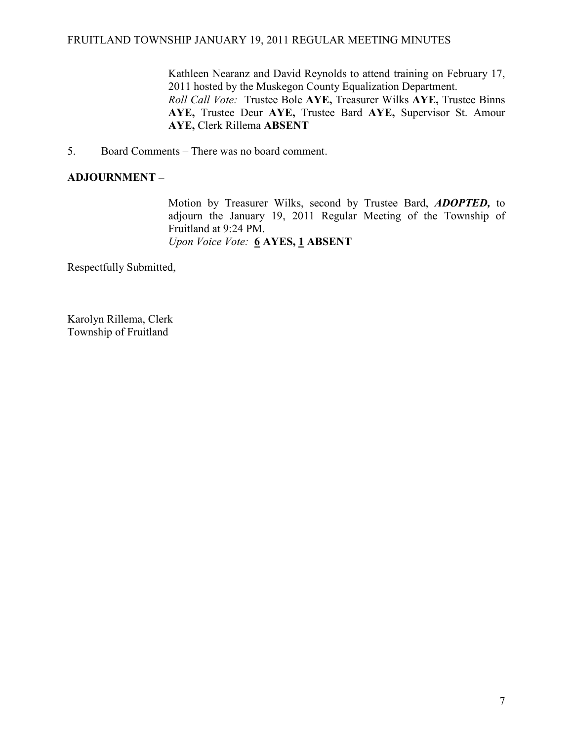Kathleen Nearanz and David Reynolds to attend training on February 17, 2011 hosted by the Muskegon County Equalization Department.
*Roll Call Vote:* Trustee Bole **AYE,** Treasurer Wilks **AYE,** Trustee Binns **AYE,** Trustee Deur **AYE,** Trustee Bard **AYE,** Supervisor St. Amour **AYE,** Clerk Rillema **ABSENT**

5. Board Comments – There was no board comment.

**ADJOURNMENT –**

Motion by Treasurer Wilks, second by Trustee Bard, ***ADOPTED,*** to adjourn the January 19, 2011 Regular Meeting of the Township of Fruitland at 9:24 PM.
*Upon Voice Vote:* **6 AYES, 1 ABSENT**

Respectfully Submitted,

Karolyn Rillema, Clerk
Township of Fruitland